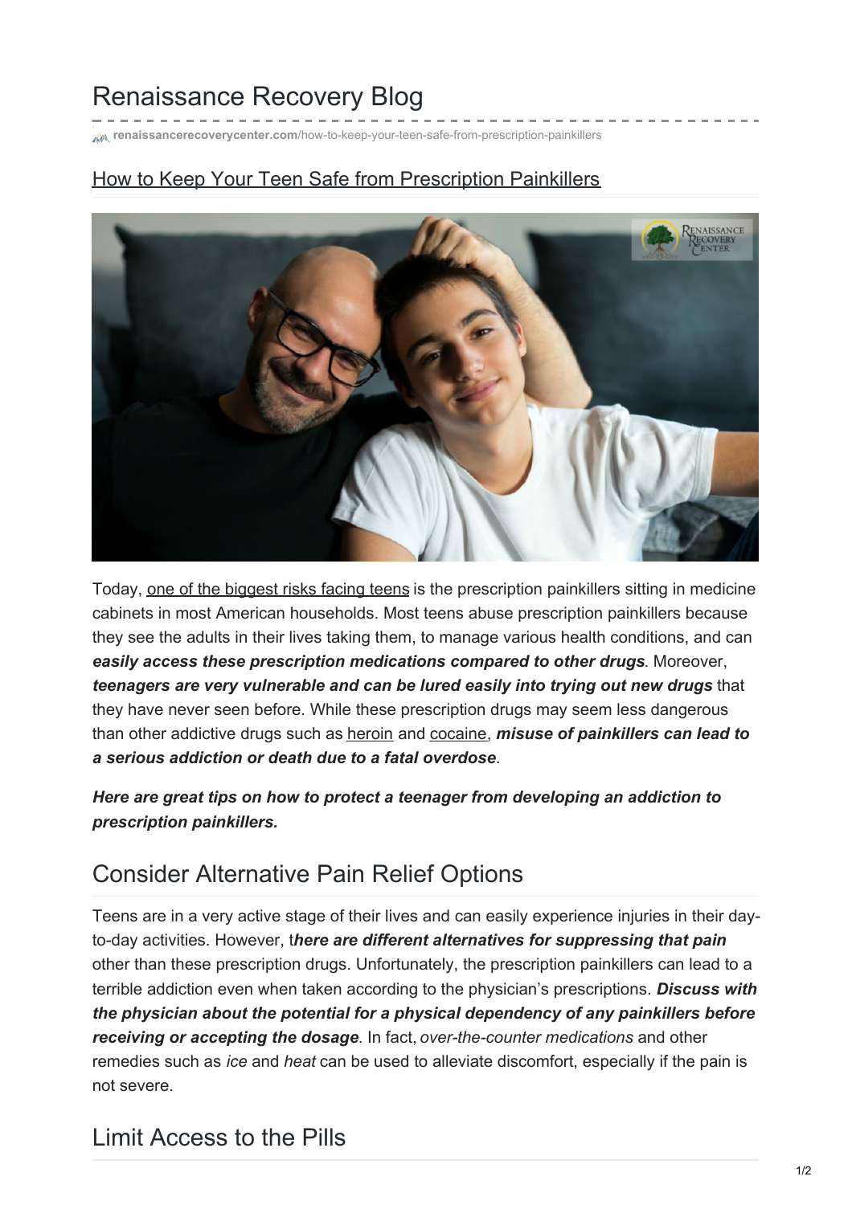# Renaissance Recovery Blog

renaissancerecoverycenter.com/how-to-keep-your-teen-safe-from-prescription-painkillers

## How to Keep Your Teen Safe from Prescription Painkillers

Today, one of the biggest risks facing teens is the prescription painkillers sitting in medicine cabinets in most American households. Most teens abuse prescription painkillers because they see the adults in their lives taking them, to manage various health conditions, and can ***easily access these prescription medications compared to other drugs***. Moreover, ***teenagers are very vulnerable and can be lured easily into trying out new drugs*** that they have never seen before. While these prescription drugs may seem less dangerous than other addictive drugs such as heroin and cocaine, ***misuse of painkillers can lead to a serious addiction or death due to a fatal overdose***.

***Here are great tips on how to protect a teenager from developing an addiction to prescription painkillers.***

## Consider Alternative Pain Relief Options

Teens are in a very active stage of their lives and can easily experience injuries in their day-to-day activities. However, t***here are different alternatives for suppressing that pain*** other than these prescription drugs. Unfortunately, the prescription painkillers can lead to a terrible addiction even when taken according to the physician's prescriptions. ***Discuss with the physician about the potential for a physical dependency of any painkillers before receiving or accepting the dosage***. In fact, *over-the-counter medications* and other remedies such as *ice* and *heat* can be used to alleviate discomfort, especially if the pain is not severe.

## Limit Access to the Pills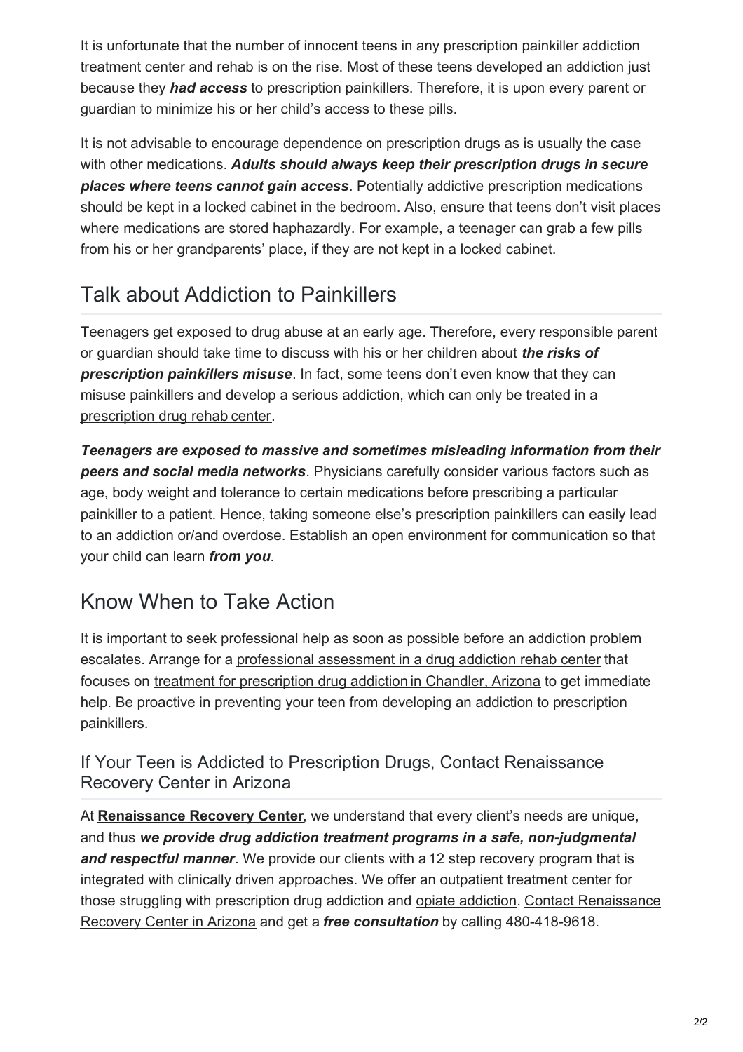It is unfortunate that the number of innocent teens in any prescription painkiller addiction treatment center and rehab is on the rise. Most of these teens developed an addiction just because they ***had access*** to prescription painkillers. Therefore, it is upon every parent or guardian to minimize his or her child's access to these pills.

It is not advisable to encourage dependence on prescription drugs as is usually the case with other medications. ***Adults should always keep their prescription drugs in secure places where teens cannot gain access***. Potentially addictive prescription medications should be kept in a locked cabinet in the bedroom. Also, ensure that teens don't visit places where medications are stored haphazardly. For example, a teenager can grab a few pills from his or her grandparents' place, if they are not kept in a locked cabinet.

## Talk about Addiction to Painkillers

Teenagers get exposed to drug abuse at an early age. Therefore, every responsible parent or guardian should take time to discuss with his or her children about ***the risks of prescription painkillers misuse***. In fact, some teens don't even know that they can misuse painkillers and develop a serious addiction, which can only be treated in a prescription drug rehab center.

***Teenagers are exposed to massive and sometimes misleading information from their peers and social media networks***. Physicians carefully consider various factors such as age, body weight and tolerance to certain medications before prescribing a particular painkiller to a patient. Hence, taking someone else's prescription painkillers can easily lead to an addiction or/and overdose. Establish an open environment for communication so that your child can learn ***from you***.

## Know When to Take Action

It is important to seek professional help as soon as possible before an addiction problem escalates. Arrange for a professional assessment in a drug addiction rehab center that focuses on treatment for prescription drug addiction in Chandler, Arizona to get immediate help. Be proactive in preventing your teen from developing an addiction to prescription painkillers.

### If Your Teen is Addicted to Prescription Drugs, Contact Renaissance Recovery Center in Arizona

At **Renaissance Recovery Center**, we understand that every client's needs are unique, and thus ***we provide drug addiction treatment programs in a safe, non-judgmental and respectful manner***. We provide our clients with a 12 step recovery program that is integrated with clinically driven approaches. We offer an outpatient treatment center for those struggling with prescription drug addiction and opiate addiction. Contact Renaissance Recovery Center in Arizona and get a ***free consultation*** by calling 480-418-9618.